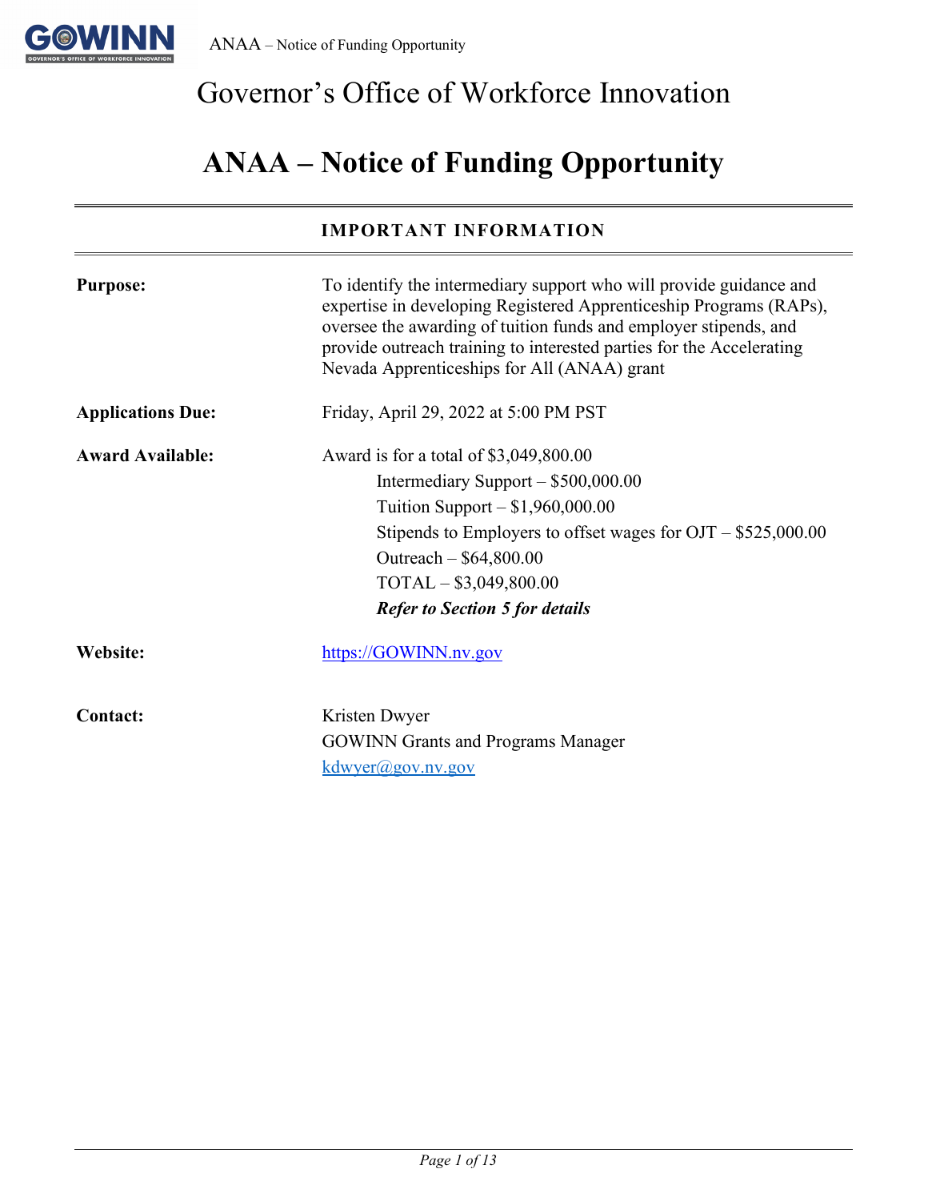# Governor's Office of Workforce Innovation

# ANAA – Notice of Funding Opportunity

## IMPORTANT INFORMATION

**Purpose:** To identify the intermediary support who will provide guidance and expertise in developing Registered Apprenticeship Programs (RAPs), oversee the awarding of tuition funds and employer stipends, and provide outreach training to interested parties for the Accelerating Nevada Apprenticeships for All (ANAA) grant

**Applications Due:** Friday, April 29, 2022 at 5:00 PM PST

**Award Available:** Award is for a total of $3,049,800.00

- Intermediary Support – $500,000.00
- Tuition Support – $1,960,000.00
- Stipends to Employers to offset wages for OJT – $525,000.00
- Outreach – $64,800.00
- TOTAL – $3,049,800.00

***Refer to Section 5 for details***

**Website:** https://GOWINN.nv.gov

**Contact:** Kristen Dwyer
GOWINN Grants and Programs Manager
kdwyer@gov.nv.gov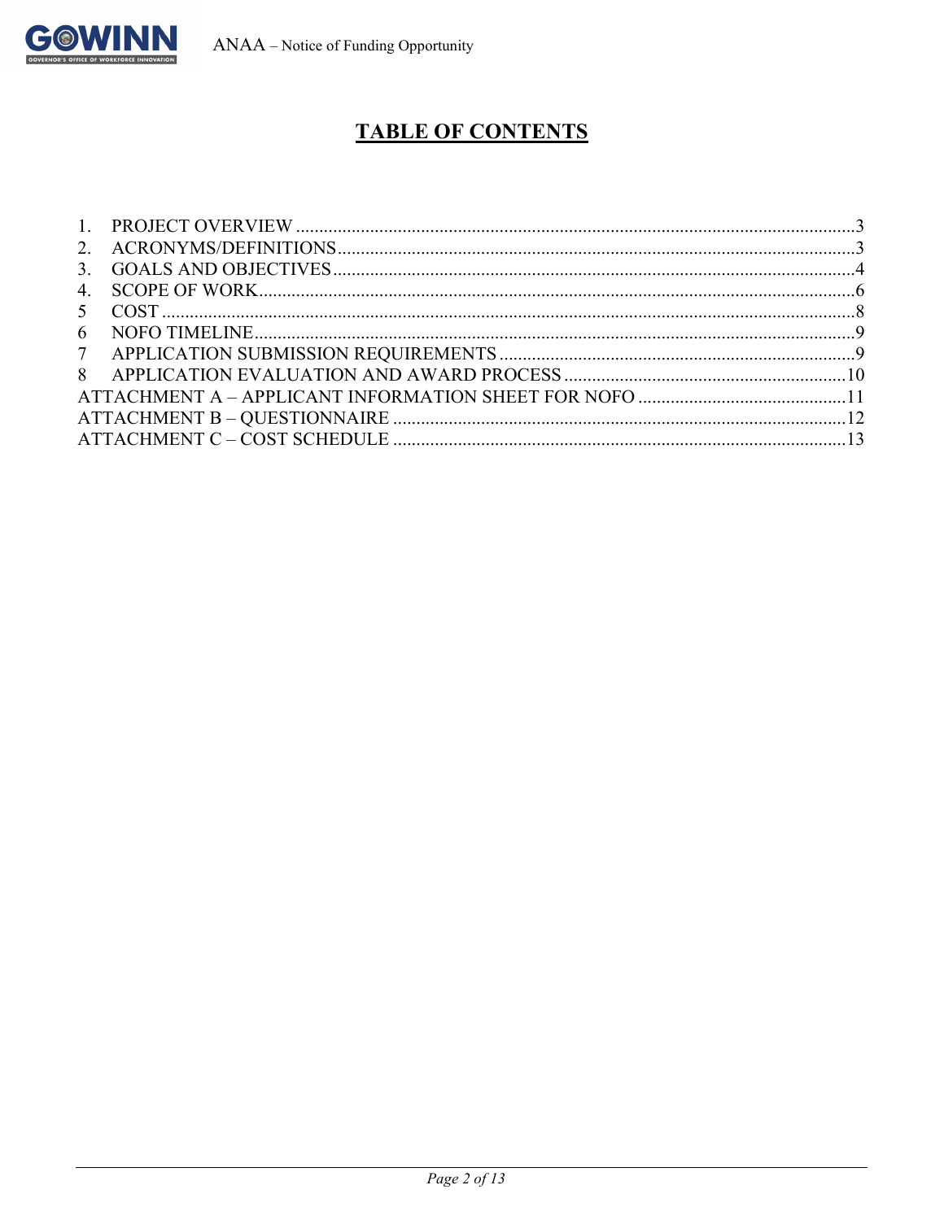# TABLE OF CONTENTS

1. PROJECT OVERVIEW ..........3
2. ACRONYMS/DEFINITIONS ..........3
3. GOALS AND OBJECTIVES ..........4
4. SCOPE OF WORK ..........6
5 COST ..........8
6 NOFO TIMELINE ..........9
7 APPLICATION SUBMISSION REQUIREMENTS ..........9
8 APPLICATION EVALUATION AND AWARD PROCESS ..........10

ATTACHMENT A – APPLICANT INFORMATION SHEET FOR NOFO ..........11
ATTACHMENT B – QUESTIONNAIRE ..........12
ATTACHMENT C – COST SCHEDULE ..........13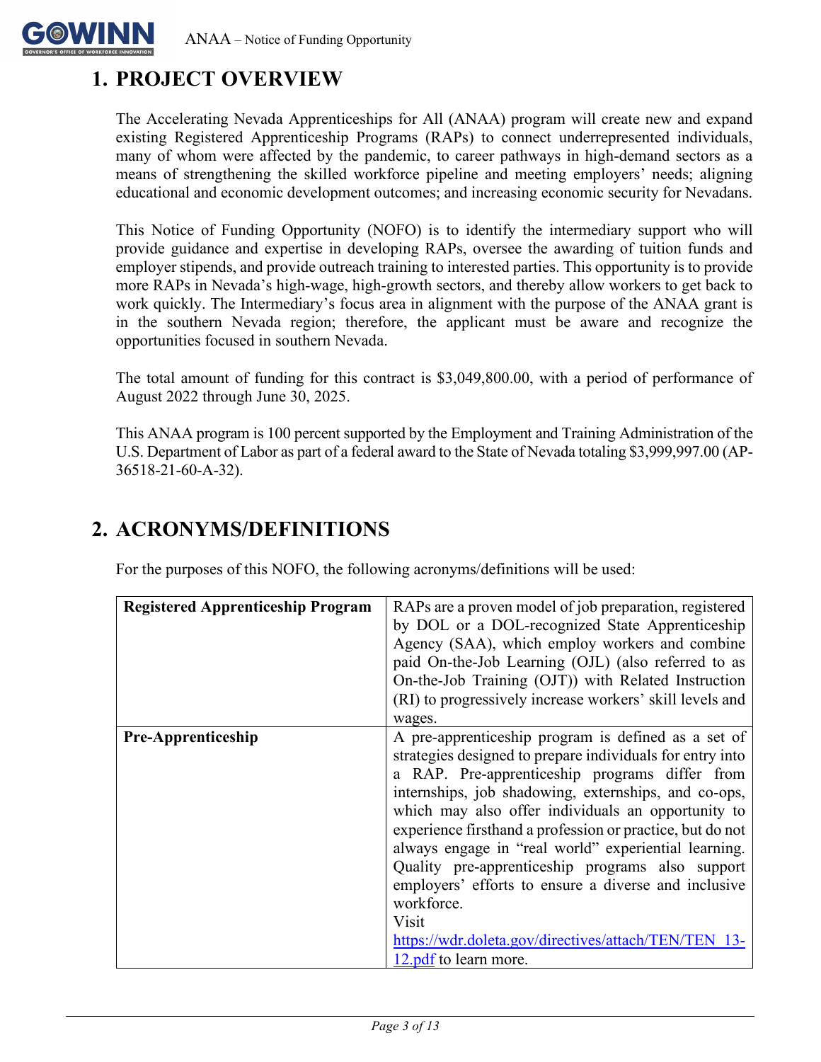# 1. PROJECT OVERVIEW

The Accelerating Nevada Apprenticeships for All (ANAA) program will create new and expand existing Registered Apprenticeship Programs (RAPs) to connect underrepresented individuals, many of whom were affected by the pandemic, to career pathways in high-demand sectors as a means of strengthening the skilled workforce pipeline and meeting employers' needs; aligning educational and economic development outcomes; and increasing economic security for Nevadans.

This Notice of Funding Opportunity (NOFO) is to identify the intermediary support who will provide guidance and expertise in developing RAPs, oversee the awarding of tuition funds and employer stipends, and provide outreach training to interested parties. This opportunity is to provide more RAPs in Nevada's high-wage, high-growth sectors, and thereby allow workers to get back to work quickly. The Intermediary's focus area in alignment with the purpose of the ANAA grant is in the southern Nevada region; therefore, the applicant must be aware and recognize the opportunities focused in southern Nevada.

The total amount of funding for this contract is $3,049,800.00, with a period of performance of August 2022 through June 30, 2025.

This ANAA program is 100 percent supported by the Employment and Training Administration of the U.S. Department of Labor as part of a federal award to the State of Nevada totaling $3,999,997.00 (AP-36518-21-60-A-32).

# 2. ACRONYMS/DEFINITIONS

For the purposes of this NOFO, the following acronyms/definitions will be used:

| | |
|---|---|
| **Registered Apprenticeship Program** | RAPs are a proven model of job preparation, registered by DOL or a DOL-recognized State Apprenticeship Agency (SAA), which employ workers and combine paid On-the-Job Learning (OJL) (also referred to as On-the-Job Training (OJT)) with Related Instruction (RI) to progressively increase workers' skill levels and wages. |
| **Pre-Apprenticeship** | A pre-apprenticeship program is defined as a set of strategies designed to prepare individuals for entry into a RAP. Pre-apprenticeship programs differ from internships, job shadowing, externships, and co-ops, which may also offer individuals an opportunity to experience firsthand a profession or practice, but do not always engage in "real world" experiential learning. Quality pre-apprenticeship programs also support employers' efforts to ensure a diverse and inclusive workforce. Visit [https://wdr.doleta.gov/directives/attach/TEN/TEN_13-12.pdf](https://wdr.doleta.gov/directives/attach/TEN/TEN_13-12.pdf) to learn more. |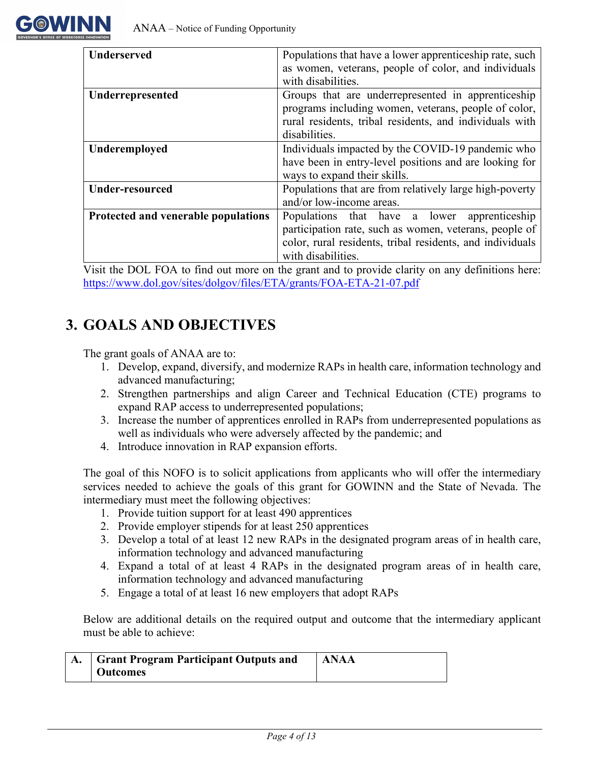| | |
|---|---|
| **Underserved** | Populations that have a lower apprenticeship rate, such as women, veterans, people of color, and individuals with disabilities. |
| **Underrepresented** | Groups that are underrepresented in apprenticeship programs including women, veterans, people of color, rural residents, tribal residents, and individuals with disabilities. |
| **Underemployed** | Individuals impacted by the COVID-19 pandemic who have been in entry-level positions and are looking for ways to expand their skills. |
| **Under-resourced** | Populations that are from relatively large high-poverty and/or low-income areas. |
| **Protected and venerable populations** | Populations that have a lower apprenticeship participation rate, such as women, veterans, people of color, rural residents, tribal residents, and individuals with disabilities. |

Visit the DOL FOA to find out more on the grant and to provide clarity on any definitions here: https://www.dol.gov/sites/dolgov/files/ETA/grants/FOA-ETA-21-07.pdf

# 3. GOALS AND OBJECTIVES

The grant goals of ANAA are to:

1. Develop, expand, diversify, and modernize RAPs in health care, information technology and advanced manufacturing;
2. Strengthen partnerships and align Career and Technical Education (CTE) programs to expand RAP access to underrepresented populations;
3. Increase the number of apprentices enrolled in RAPs from underrepresented populations as well as individuals who were adversely affected by the pandemic; and
4. Introduce innovation in RAP expansion efforts.

The goal of this NOFO is to solicit applications from applicants who will offer the intermediary services needed to achieve the goals of this grant for GOWINN and the State of Nevada. The intermediary must meet the following objectives:

1. Provide tuition support for at least 490 apprentices
2. Provide employer stipends for at least 250 apprentices
3. Develop a total of at least 12 new RAPs in the designated program areas of in health care, information technology and advanced manufacturing
4. Expand a total of at least 4 RAPs in the designated program areas of in health care, information technology and advanced manufacturing
5. Engage a total of at least 16 new employers that adopt RAPs

Below are additional details on the required output and outcome that the intermediary applicant must be able to achieve:

| A. | Grant Program Participant Outputs and Outcomes | ANAA |
|---|---|---|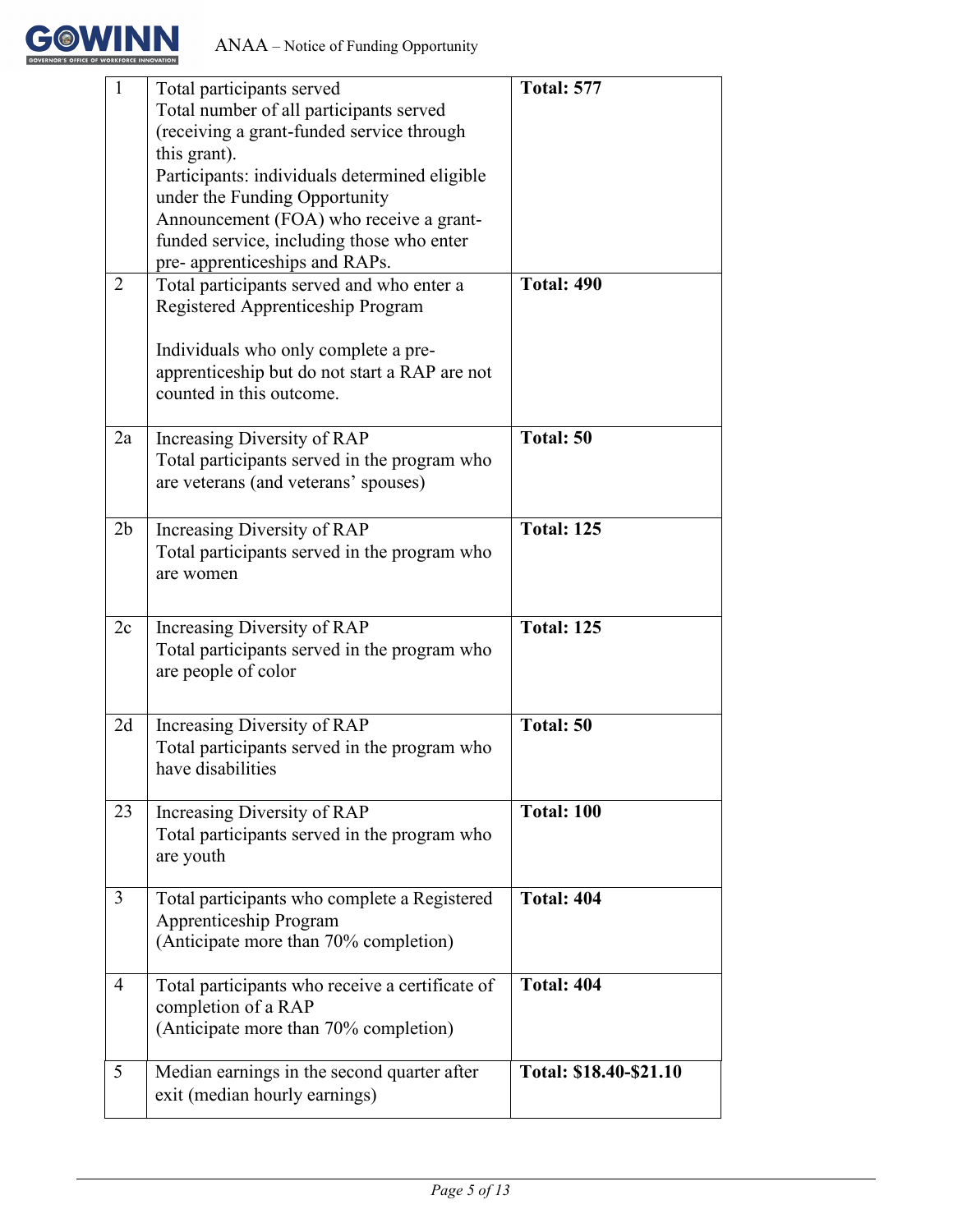| | | |
|---|---|---|
| 1 | Total participants served<br>Total number of all participants served (receiving a grant-funded service through this grant).<br>Participants: individuals determined eligible under the Funding Opportunity Announcement (FOA) who receive a grant-funded service, including those who enter pre- apprenticeships and RAPs. | **Total: 577** |
| 2 | Total participants served and who enter a Registered Apprenticeship Program<br><br>Individuals who only complete a pre-apprenticeship but do not start a RAP are not counted in this outcome. | **Total: 490** |
| 2a | Increasing Diversity of RAP<br>Total participants served in the program who are veterans (and veterans' spouses) | **Total: 50** |
| 2b | Increasing Diversity of RAP<br>Total participants served in the program who are women | **Total: 125** |
| 2c | Increasing Diversity of RAP<br>Total participants served in the program who are people of color | **Total: 125** |
| 2d | Increasing Diversity of RAP<br>Total participants served in the program who have disabilities | **Total: 50** |
| 23 | Increasing Diversity of RAP<br>Total participants served in the program who are youth | **Total: 100** |
| 3 | Total participants who complete a Registered Apprenticeship Program<br>(Anticipate more than 70% completion) | **Total: 404** |
| 4 | Total participants who receive a certificate of completion of a RAP<br>(Anticipate more than 70% completion) | **Total: 404** |
| 5 | Median earnings in the second quarter after exit (median hourly earnings) | **Total: $18.40-$21.10** |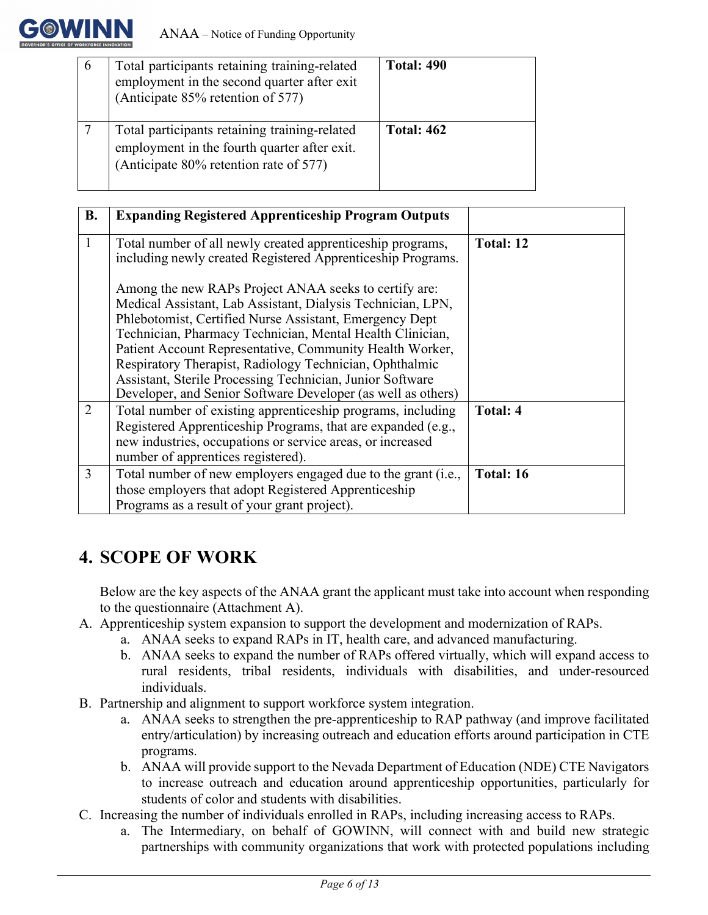| 6 | Total participants retaining training-related employment in the second quarter after exit (Anticipate 85% retention of 577) | **Total: 490** |
|---|---|---|
| 7 | Total participants retaining training-related employment in the fourth quarter after exit. (Anticipate 80% retention rate of 577) | **Total: 462** |

| **B.** | **Expanding Registered Apprenticeship Program Outputs** | |
|---|---|---|
| 1 | Total number of all newly created apprenticeship programs, including newly created Registered Apprenticeship Programs.<br><br>Among the new RAPs Project ANAA seeks to certify are: Medical Assistant, Lab Assistant, Dialysis Technician, LPN, Phlebotomist, Certified Nurse Assistant, Emergency Dept Technician, Pharmacy Technician, Mental Health Clinician, Patient Account Representative, Community Health Worker, Respiratory Therapist, Radiology Technician, Ophthalmic Assistant, Sterile Processing Technician, Junior Software Developer, and Senior Software Developer (as well as others) | **Total: 12** |
| 2 | Total number of existing apprenticeship programs, including Registered Apprenticeship Programs, that are expanded (e.g., new industries, occupations or service areas, or increased number of apprentices registered). | **Total: 4** |
| 3 | Total number of new employers engaged due to the grant (i.e., those employers that adopt Registered Apprenticeship Programs as a result of your grant project). | **Total: 16** |

## 4. SCOPE OF WORK

Below are the key aspects of the ANAA grant the applicant must take into account when responding to the questionnaire (Attachment A).

A. Apprenticeship system expansion to support the development and modernization of RAPs.
   a. ANAA seeks to expand RAPs in IT, health care, and advanced manufacturing.
   b. ANAA seeks to expand the number of RAPs offered virtually, which will expand access to rural residents, tribal residents, individuals with disabilities, and under-resourced individuals.

B. Partnership and alignment to support workforce system integration.
   a. ANAA seeks to strengthen the pre-apprenticeship to RAP pathway (and improve facilitated entry/articulation) by increasing outreach and education efforts around participation in CTE programs.
   b. ANAA will provide support to the Nevada Department of Education (NDE) CTE Navigators to increase outreach and education around apprenticeship opportunities, particularly for students of color and students with disabilities.

C. Increasing the number of individuals enrolled in RAPs, including increasing access to RAPs.
   a. The Intermediary, on behalf of GOWINN, will connect with and build new strategic partnerships with community organizations that work with protected populations including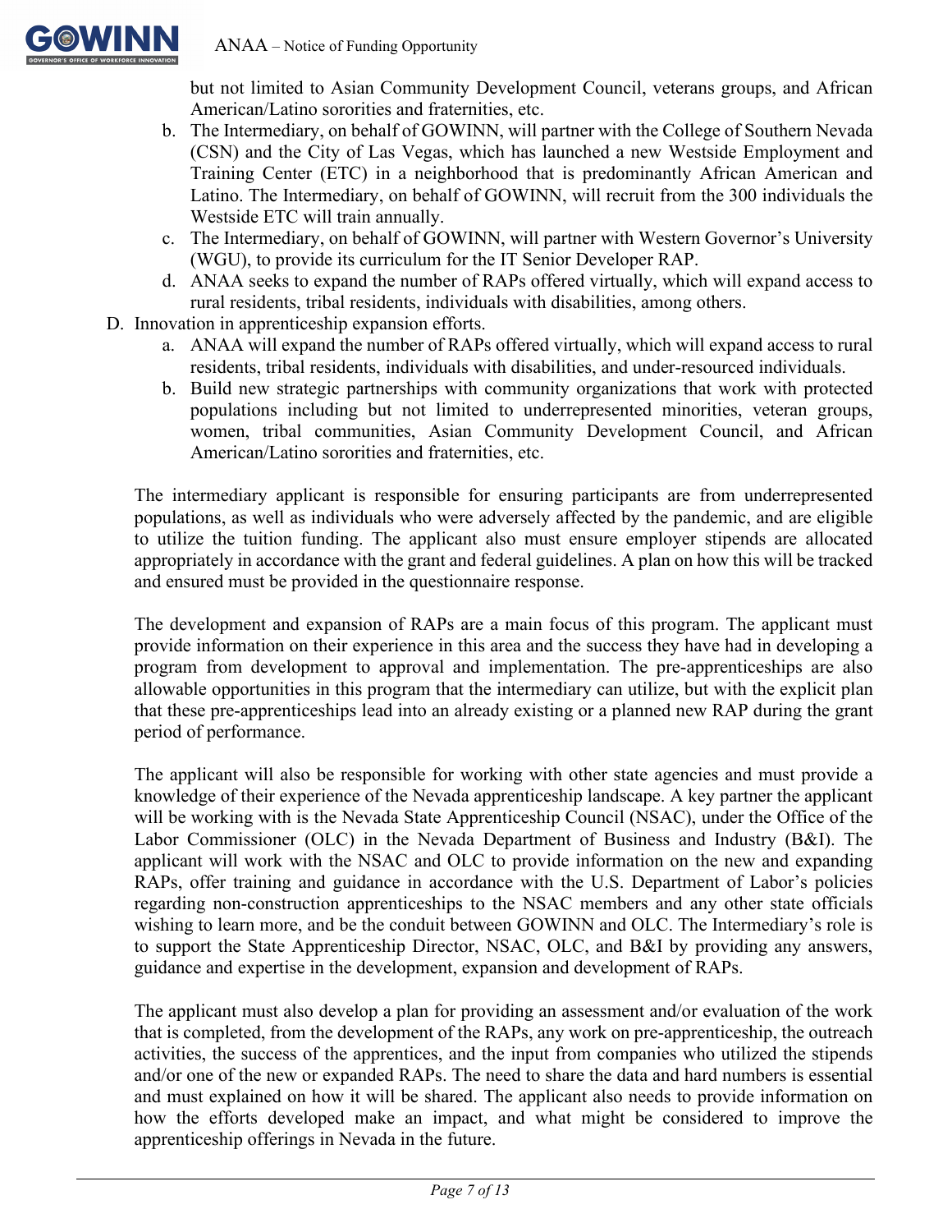but not limited to Asian Community Development Council, veterans groups, and African American/Latino sororities and fraternities, etc.

   b. The Intermediary, on behalf of GOWINN, will partner with the College of Southern Nevada (CSN) and the City of Las Vegas, which has launched a new Westside Employment and Training Center (ETC) in a neighborhood that is predominantly African American and Latino. The Intermediary, on behalf of GOWINN, will recruit from the 300 individuals the Westside ETC will train annually.
   c. The Intermediary, on behalf of GOWINN, will partner with Western Governor's University (WGU), to provide its curriculum for the IT Senior Developer RAP.
   d. ANAA seeks to expand the number of RAPs offered virtually, which will expand access to rural residents, tribal residents, individuals with disabilities, among others.

D. Innovation in apprenticeship expansion efforts.
   a. ANAA will expand the number of RAPs offered virtually, which will expand access to rural residents, tribal residents, individuals with disabilities, and under-resourced individuals.
   b. Build new strategic partnerships with community organizations that work with protected populations including but not limited to underrepresented minorities, veteran groups, women, tribal communities, Asian Community Development Council, and African American/Latino sororities and fraternities, etc.

The intermediary applicant is responsible for ensuring participants are from underrepresented populations, as well as individuals who were adversely affected by the pandemic, and are eligible to utilize the tuition funding. The applicant also must ensure employer stipends are allocated appropriately in accordance with the grant and federal guidelines. A plan on how this will be tracked and ensured must be provided in the questionnaire response.

The development and expansion of RAPs are a main focus of this program. The applicant must provide information on their experience in this area and the success they have had in developing a program from development to approval and implementation. The pre-apprenticeships are also allowable opportunities in this program that the intermediary can utilize, but with the explicit plan that these pre-apprenticeships lead into an already existing or a planned new RAP during the grant period of performance.

The applicant will also be responsible for working with other state agencies and must provide a knowledge of their experience of the Nevada apprenticeship landscape. A key partner the applicant will be working with is the Nevada State Apprenticeship Council (NSAC), under the Office of the Labor Commissioner (OLC) in the Nevada Department of Business and Industry (B&I). The applicant will work with the NSAC and OLC to provide information on the new and expanding RAPs, offer training and guidance in accordance with the U.S. Department of Labor's policies regarding non-construction apprenticeships to the NSAC members and any other state officials wishing to learn more, and be the conduit between GOWINN and OLC. The Intermediary's role is to support the State Apprenticeship Director, NSAC, OLC, and B&I by providing any answers, guidance and expertise in the development, expansion and development of RAPs.

The applicant must also develop a plan for providing an assessment and/or evaluation of the work that is completed, from the development of the RAPs, any work on pre-apprenticeship, the outreach activities, the success of the apprentices, and the input from companies who utilized the stipends and/or one of the new or expanded RAPs. The need to share the data and hard numbers is essential and must explained on how it will be shared. The applicant also needs to provide information on how the efforts developed make an impact, and what might be considered to improve the apprenticeship offerings in Nevada in the future.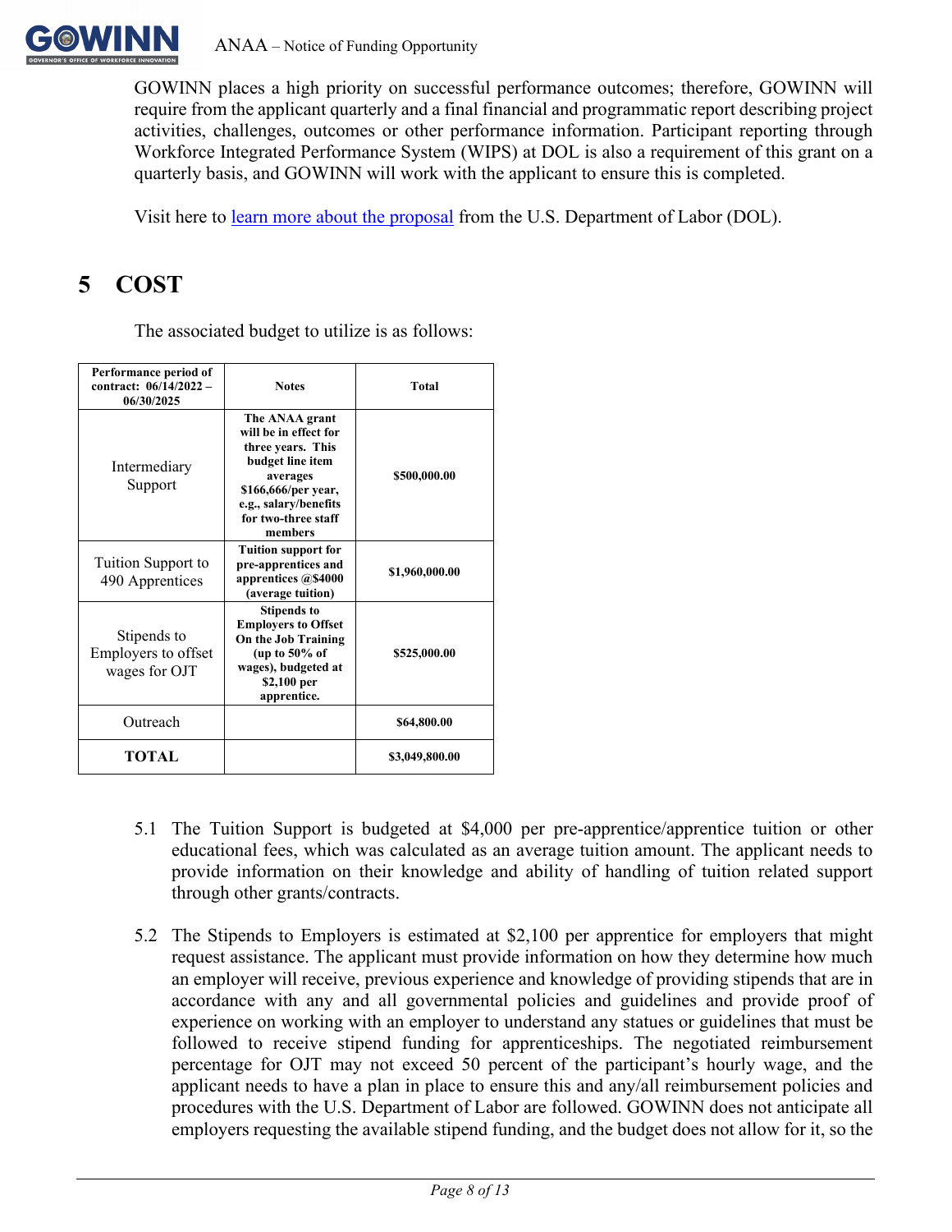GOWINN places a high priority on successful performance outcomes; therefore, GOWINN will require from the applicant quarterly and a final financial and programmatic report describing project activities, challenges, outcomes or other performance information. Participant reporting through Workforce Integrated Performance System (WIPS) at DOL is also a requirement of this grant on a quarterly basis, and GOWINN will work with the applicant to ensure this is completed.

Visit here to learn more about the proposal from the U.S. Department of Labor (DOL).

# 5 COST

The associated budget to utilize is as follows:

| Performance period of contract: 06/14/2022 – 06/30/2025 | Notes | Total |
|---|---|---|
| Intermediary Support | The ANAA grant will be in effect for three years. This budget line item averages $166,666/per year, e.g., salary/benefits for two-three staff members | $500,000.00 |
| Tuition Support to 490 Apprentices | Tuition support for pre-apprentices and apprentices @$4000 (average tuition) | $1,960,000.00 |
| Stipends to Employers to offset wages for OJT | Stipends to Employers to Offset On the Job Training (up to 50% of wages), budgeted at $2,100 per apprentice. | $525,000.00 |
| Outreach | | $64,800.00 |
| **TOTAL** | | $3,049,800.00 |

5.1 The Tuition Support is budgeted at $4,000 per pre-apprentice/apprentice tuition or other educational fees, which was calculated as an average tuition amount. The applicant needs to provide information on their knowledge and ability of handling of tuition related support through other grants/contracts.

5.2 The Stipends to Employers is estimated at $2,100 per apprentice for employers that might request assistance. The applicant must provide information on how they determine how much an employer will receive, previous experience and knowledge of providing stipends that are in accordance with any and all governmental policies and guidelines and provide proof of experience on working with an employer to understand any statues or guidelines that must be followed to receive stipend funding for apprenticeships. The negotiated reimbursement percentage for OJT may not exceed 50 percent of the participant's hourly wage, and the applicant needs to have a plan in place to ensure this and any/all reimbursement policies and procedures with the U.S. Department of Labor are followed. GOWINN does not anticipate all employers requesting the available stipend funding, and the budget does not allow for it, so the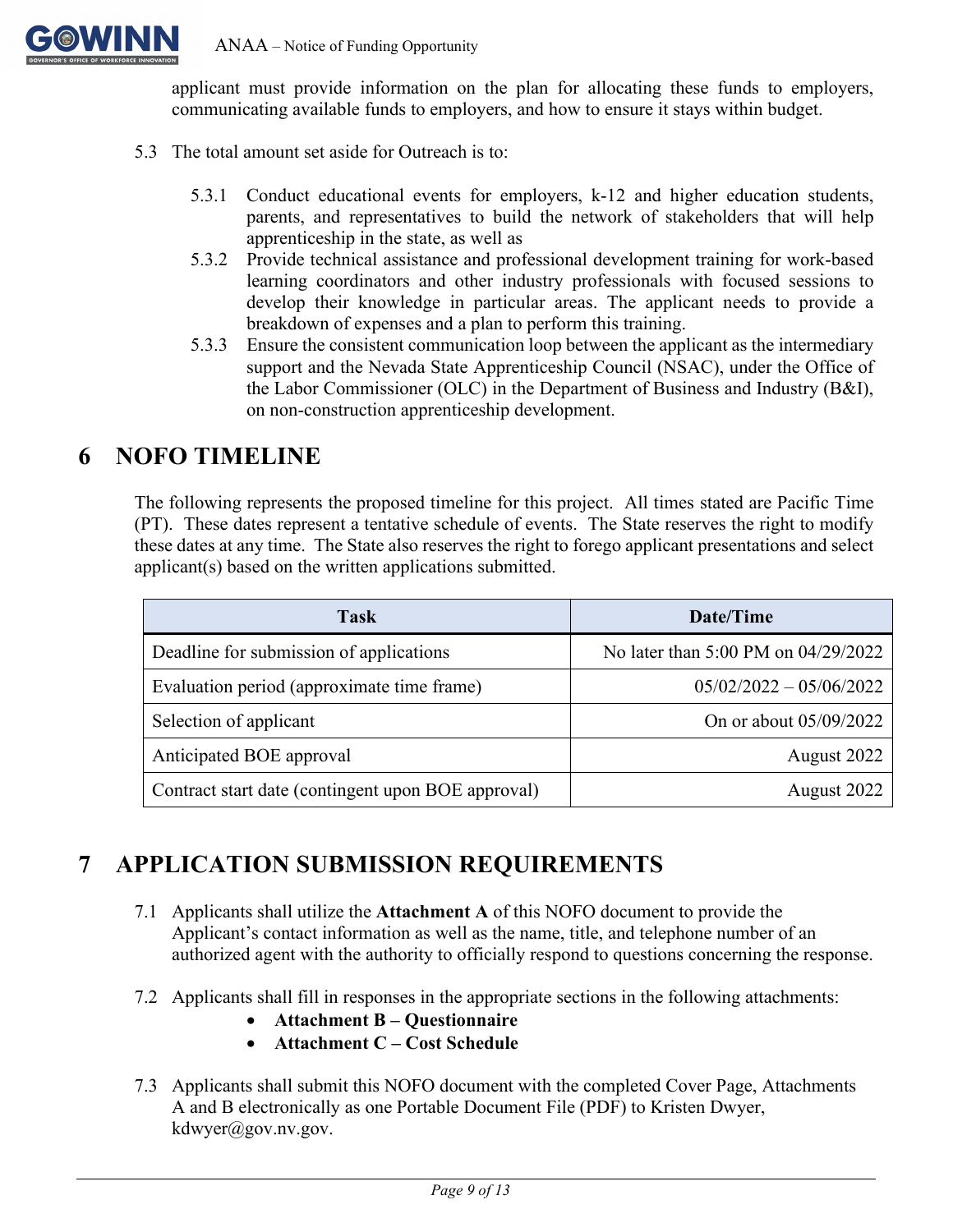applicant must provide information on the plan for allocating these funds to employers, communicating available funds to employers, and how to ensure it stays within budget.

5.3 The total amount set aside for Outreach is to:

5.3.1 Conduct educational events for employers, k-12 and higher education students, parents, and representatives to build the network of stakeholders that will help apprenticeship in the state, as well as

5.3.2 Provide technical assistance and professional development training for work-based learning coordinators and other industry professionals with focused sessions to develop their knowledge in particular areas. The applicant needs to provide a breakdown of expenses and a plan to perform this training.

5.3.3 Ensure the consistent communication loop between the applicant as the intermediary support and the Nevada State Apprenticeship Council (NSAC), under the Office of the Labor Commissioner (OLC) in the Department of Business and Industry (B&I), on non-construction apprenticeship development.

# 6 NOFO TIMELINE

The following represents the proposed timeline for this project. All times stated are Pacific Time (PT). These dates represent a tentative schedule of events. The State reserves the right to modify these dates at any time. The State also reserves the right to forego applicant presentations and select applicant(s) based on the written applications submitted.

| Task | Date/Time |
|---|---|
| Deadline for submission of applications | No later than 5:00 PM on 04/29/2022 |
| Evaluation period (approximate time frame) | 05/02/2022 – 05/06/2022 |
| Selection of applicant | On or about 05/09/2022 |
| Anticipated BOE approval | August 2022 |
| Contract start date (contingent upon BOE approval) | August 2022 |

# 7 APPLICATION SUBMISSION REQUIREMENTS

7.1 Applicants shall utilize the **Attachment A** of this NOFO document to provide the Applicant's contact information as well as the name, title, and telephone number of an authorized agent with the authority to officially respond to questions concerning the response.

7.2 Applicants shall fill in responses in the appropriate sections in the following attachments:

- **Attachment B – Questionnaire**
- **Attachment C – Cost Schedule**

7.3 Applicants shall submit this NOFO document with the completed Cover Page, Attachments A and B electronically as one Portable Document File (PDF) to Kristen Dwyer, kdwyer@gov.nv.gov.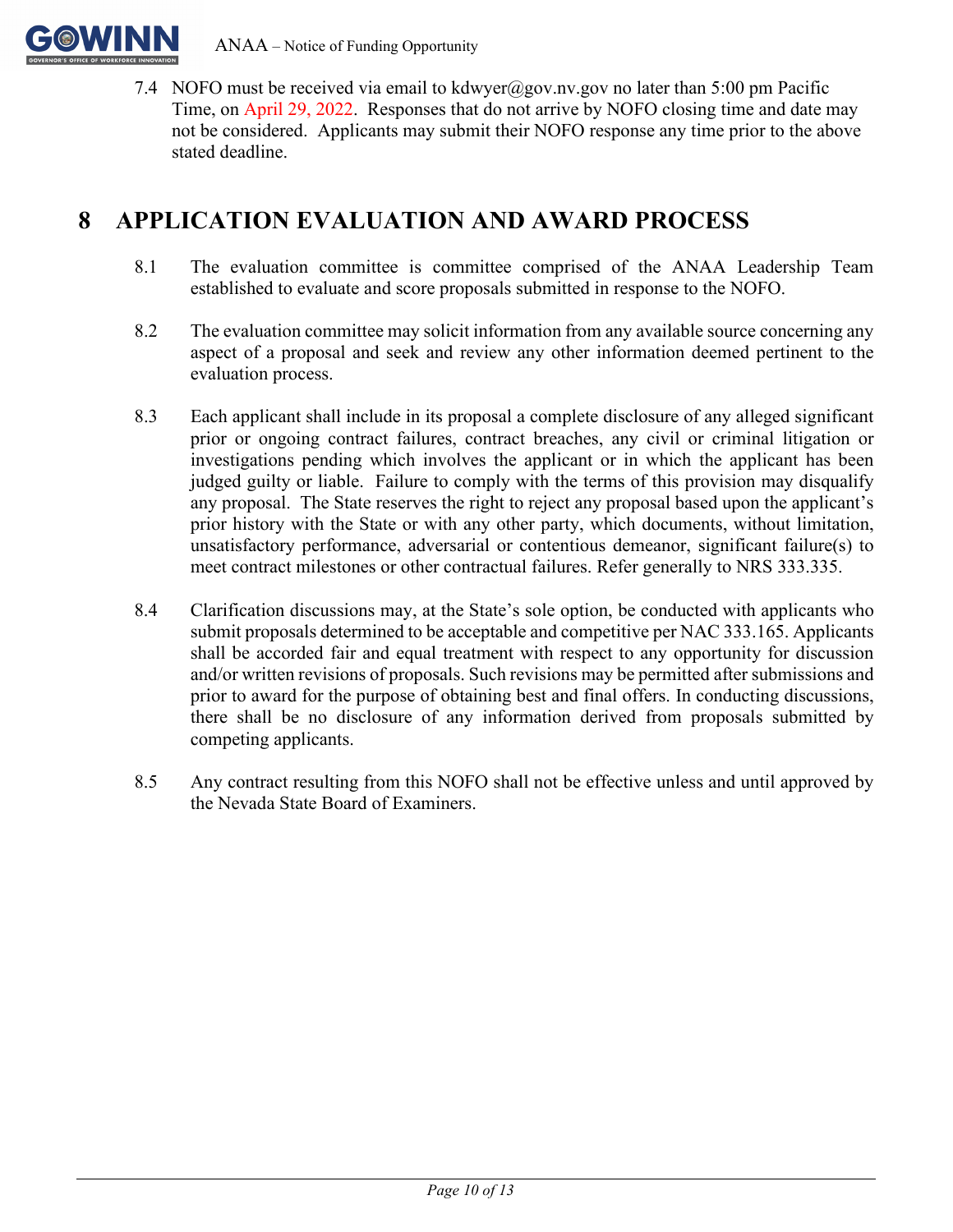7.4 NOFO must be received via email to kdwyer@gov.nv.gov no later than 5:00 pm Pacific Time, on April 29, 2022. Responses that do not arrive by NOFO closing time and date may not be considered. Applicants may submit their NOFO response any time prior to the above stated deadline.

# 8 APPLICATION EVALUATION AND AWARD PROCESS

8.1 The evaluation committee is committee comprised of the ANAA Leadership Team established to evaluate and score proposals submitted in response to the NOFO.

8.2 The evaluation committee may solicit information from any available source concerning any aspect of a proposal and seek and review any other information deemed pertinent to the evaluation process.

8.3 Each applicant shall include in its proposal a complete disclosure of any alleged significant prior or ongoing contract failures, contract breaches, any civil or criminal litigation or investigations pending which involves the applicant or in which the applicant has been judged guilty or liable. Failure to comply with the terms of this provision may disqualify any proposal. The State reserves the right to reject any proposal based upon the applicant's prior history with the State or with any other party, which documents, without limitation, unsatisfactory performance, adversarial or contentious demeanor, significant failure(s) to meet contract milestones or other contractual failures. Refer generally to NRS 333.335.

8.4 Clarification discussions may, at the State's sole option, be conducted with applicants who submit proposals determined to be acceptable and competitive per NAC 333.165. Applicants shall be accorded fair and equal treatment with respect to any opportunity for discussion and/or written revisions of proposals. Such revisions may be permitted after submissions and prior to award for the purpose of obtaining best and final offers. In conducting discussions, there shall be no disclosure of any information derived from proposals submitted by competing applicants.

8.5 Any contract resulting from this NOFO shall not be effective unless and until approved by the Nevada State Board of Examiners.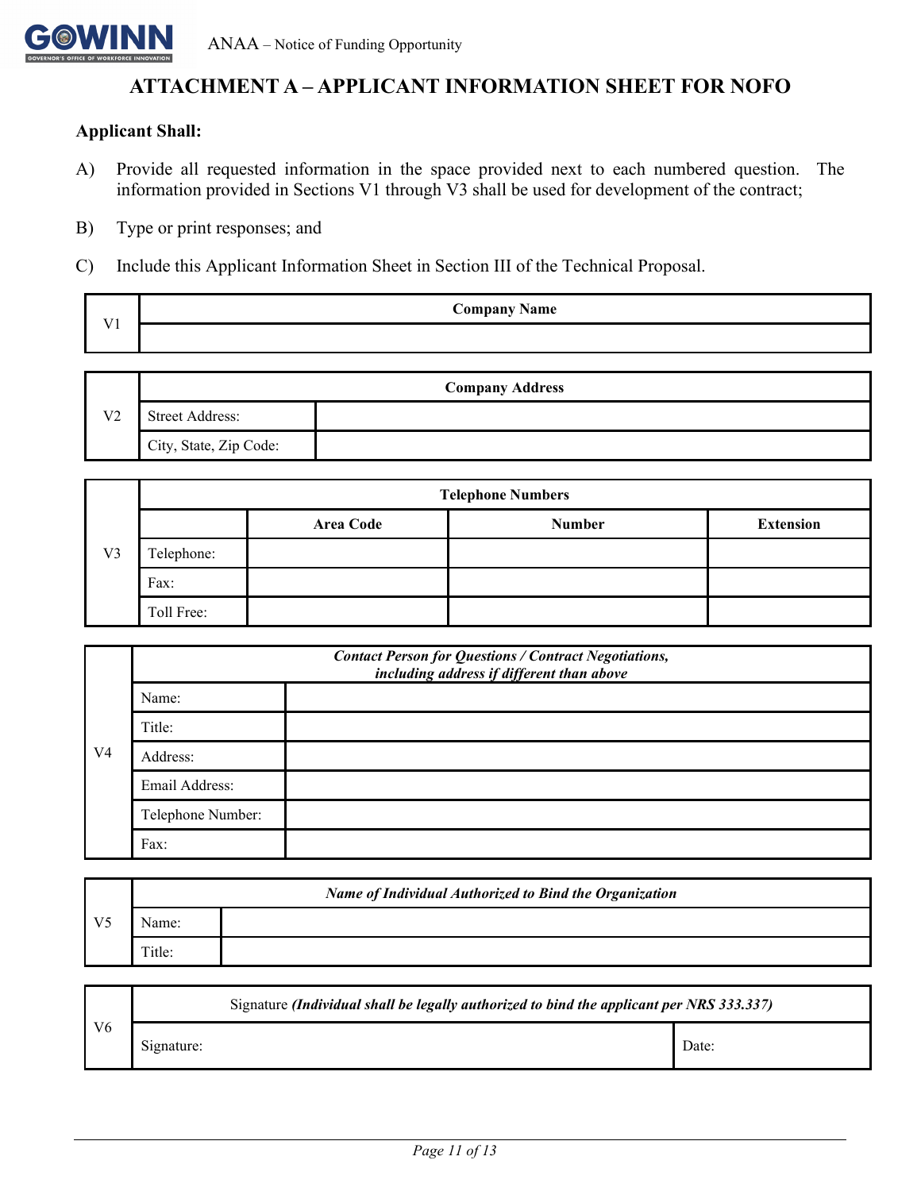# ATTACHMENT A – APPLICANT INFORMATION SHEET FOR NOFO

**Applicant Shall:**

A) Provide all requested information in the space provided next to each numbered question. The information provided in Sections V1 through V3 shall be used for development of the contract;

B) Type or print responses; and

C) Include this Applicant Information Sheet in Section III of the Technical Proposal.

| V1 | **Company Name** |
|---|---|
| | |

| V2 | **Company Address** | |
|---|---|---|
| | Street Address: | |
| | City, State, Zip Code: | |

| V3 | **Telephone Numbers** | | | |
|---|---|---|---|---|
| | | **Area Code** | **Number** | **Extension** |
| | Telephone: | | | |
| | Fax: | | | |
| | Toll Free: | | | |

| V4 | ***Contact Person for Questions / Contract Negotiations, including address if different than above*** | |
|---|---|---|
| | Name: | |
| | Title: | |
| | Address: | |
| | Email Address: | |
| | Telephone Number: | |
| | Fax: | |

| V5 | ***Name of Individual Authorized to Bind the Organization*** | |
|---|---|---|
| | Name: | |
| | Title: | |

| V6 | Signature ***(Individual shall be legally authorized to bind the applicant per NRS 333.337)*** | |
|---|---|---|
| | Signature: | Date: |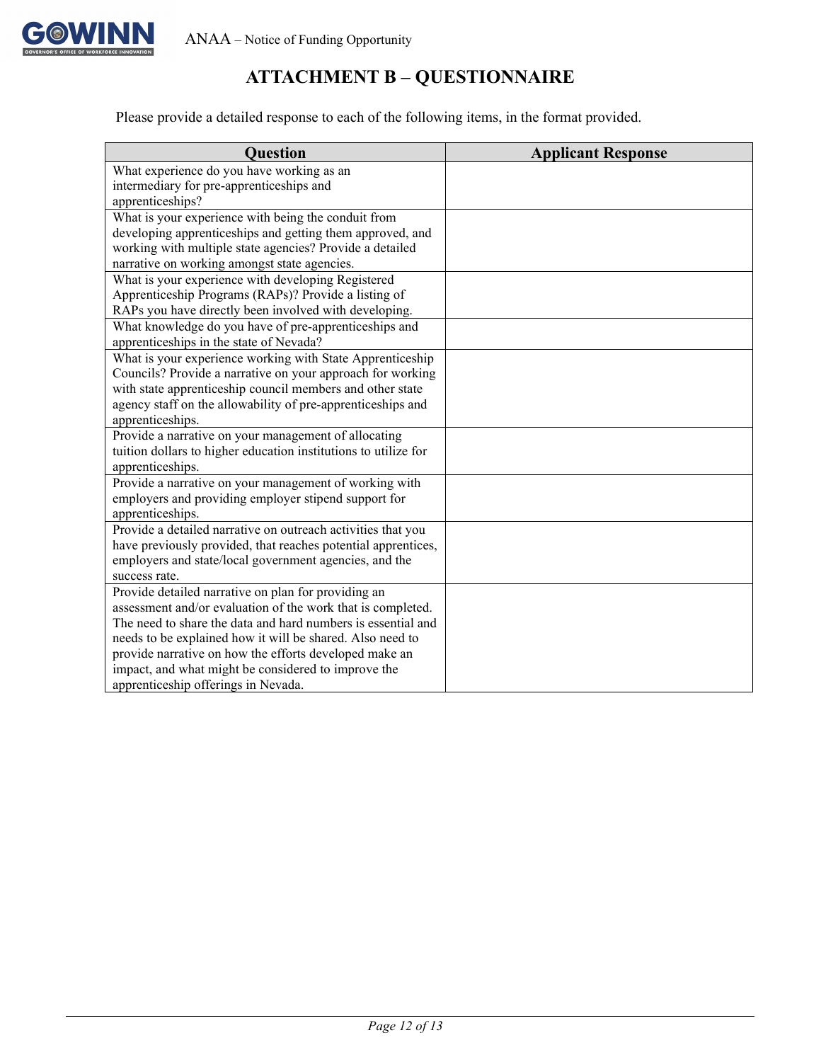# ATTACHMENT B – QUESTIONNAIRE

Please provide a detailed response to each of the following items, in the format provided.

| Question | Applicant Response |
|---|---|
| What experience do you have working as an intermediary for pre-apprenticeships and apprenticeships? | |
| What is your experience with being the conduit from developing apprenticeships and getting them approved, and working with multiple state agencies? Provide a detailed narrative on working amongst state agencies. | |
| What is your experience with developing Registered Apprenticeship Programs (RAPs)? Provide a listing of RAPs you have directly been involved with developing. | |
| What knowledge do you have of pre-apprenticeships and apprenticeships in the state of Nevada? | |
| What is your experience working with State Apprenticeship Councils? Provide a narrative on your approach for working with state apprenticeship council members and other state agency staff on the allowability of pre-apprenticeships and apprenticeships. | |
| Provide a narrative on your management of allocating tuition dollars to higher education institutions to utilize for apprenticeships. | |
| Provide a narrative on your management of working with employers and providing employer stipend support for apprenticeships. | |
| Provide a detailed narrative on outreach activities that you have previously provided, that reaches potential apprentices, employers and state/local government agencies, and the success rate. | |
| Provide detailed narrative on plan for providing an assessment and/or evaluation of the work that is completed. The need to share the data and hard numbers is essential and needs to be explained how it will be shared. Also need to provide narrative on how the efforts developed make an impact, and what might be considered to improve the apprenticeship offerings in Nevada. | |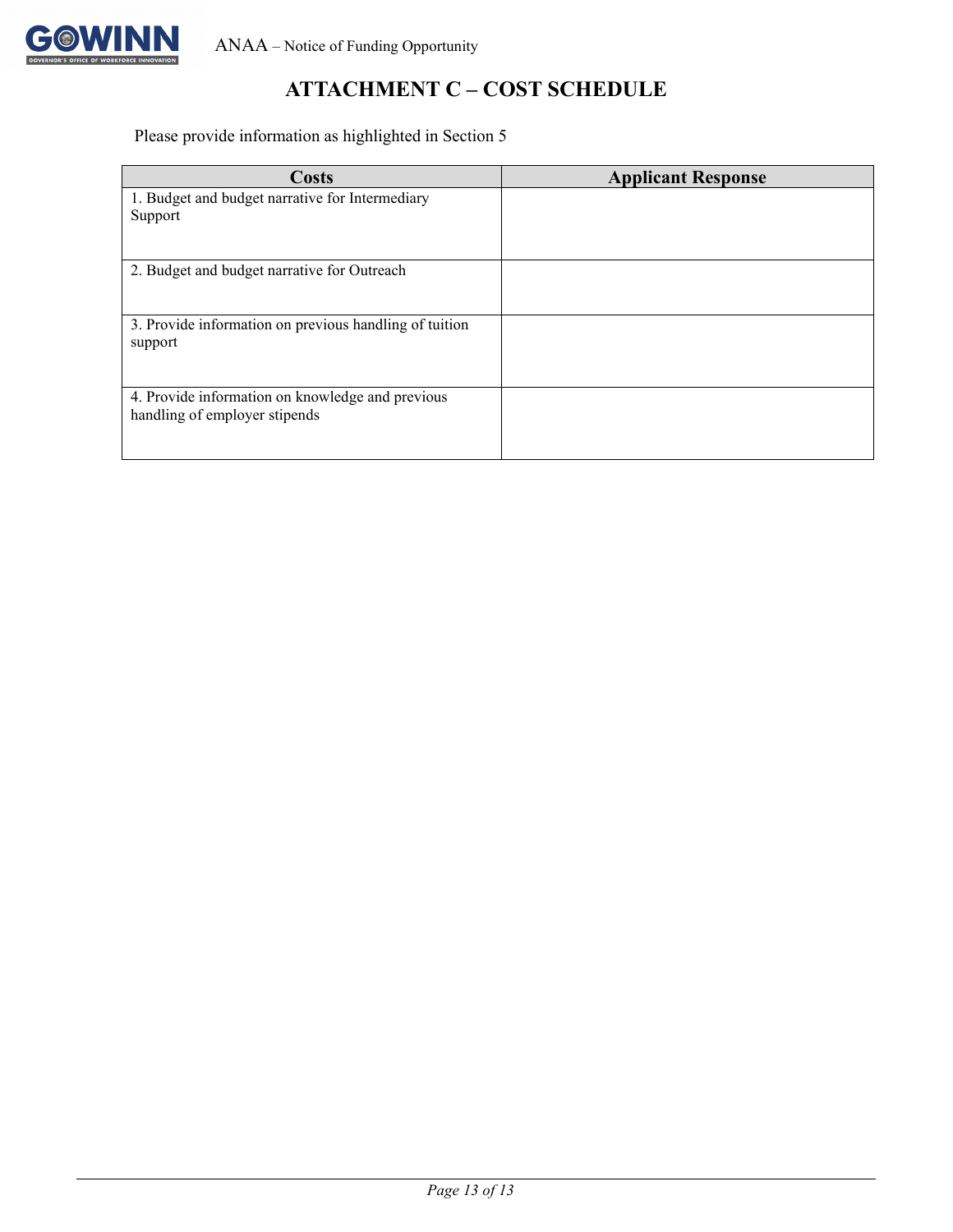# ATTACHMENT C – COST SCHEDULE

Please provide information as highlighted in Section 5

| Costs | Applicant Response |
|---|---|
| 1. Budget and budget narrative for Intermediary Support | |
| 2. Budget and budget narrative for Outreach | |
| 3. Provide information on previous handling of tuition support | |
| 4. Provide information on knowledge and previous handling of employer stipends | |